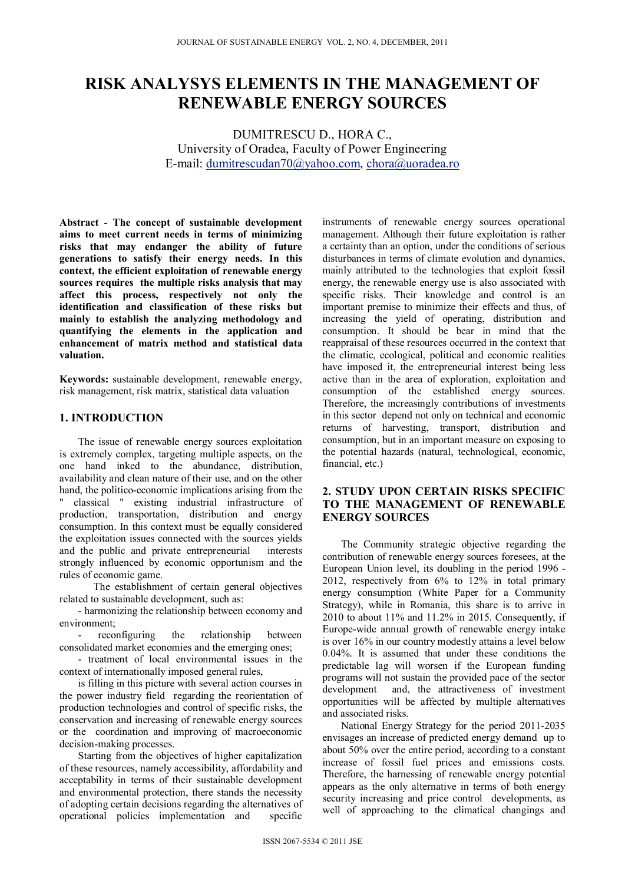# RISK ANALYSYS ELEMENTS IN THE MANAGEMENT OF RENEWABLE ENERGY SOURCES

DUMITRESCU D., HORA C.,
University of Oradea, Faculty of Power Engineering
E-mail: dumitrescudan70@yahoo.com, chora@uoradea.ro

**Abstract - The concept of sustainable development aims to meet current needs in terms of minimizing risks that may endanger the ability of future generations to satisfy their energy needs. In this context, the efficient exploitation of renewable energy sources requires the multiple risks analysis that may affect this process, respectively not only the identification and classification of these risks but mainly to establish the analyzing methodology and quantifying the elements in the application and enhancement of matrix method and statistical data valuation.**

**Keywords:** sustainable development, renewable energy, risk management, risk matrix, statistical data valuation

## 1. INTRODUCTION

The issue of renewable energy sources exploitation is extremely complex, targeting multiple aspects, on the one hand inked to the abundance, distribution, availability and clean nature of their use, and on the other hand, the politico-economic implications arising from the " classical " existing industrial infrastructure of production, transportation, distribution and energy consumption. In this context must be equally considered the exploitation issues connected with the sources yields and the public and private entrepreneurial interests strongly influenced by economic opportunism and the rules of economic game.

The establishment of certain general objectives related to sustainable development, such as:

- harmonizing the relationship between economy and environment;
- reconfiguring the relationship between consolidated market economies and the emerging ones;
- treatment of local environmental issues in the context of internationally imposed general rules,

is filling in this picture with several action courses in the power industry field regarding the reorientation of production technologies and control of specific risks, the conservation and increasing of renewable energy sources or the coordination and improving of macroeconomic decision-making processes.

Starting from the objectives of higher capitalization of these resources, namely accessibility, affordability and acceptability in terms of their sustainable development and environmental protection, there stands the necessity of adopting certain decisions regarding the alternatives of operational policies implementation and specific instruments of renewable energy sources operational management. Although their future exploitation is rather a certainty than an option, under the conditions of serious disturbances in terms of climate evolution and dynamics, mainly attributed to the technologies that exploit fossil energy, the renewable energy use is also associated with specific risks. Their knowledge and control is an important premise to minimize their effects and thus, of increasing the yield of operating, distribution and consumption. It should be bear in mind that the reappraisal of these resources occurred in the context that the climatic, ecological, political and economic realities have imposed it, the entrepreneurial interest being less active than in the area of exploration, exploitation and consumption of the established energy sources. Therefore, the increasingly contributions of investments in this sector depend not only on technical and economic returns of harvesting, transport, distribution and consumption, but in an important measure on exposing to the potential hazards (natural, technological, economic, financial, etc.)

## 2. STUDY UPON CERTAIN RISKS SPECIFIC TO THE MANAGEMENT OF RENEWABLE ENERGY SOURCES

The Community strategic objective regarding the contribution of renewable energy sources foresees, at the European Union level, its doubling in the period 1996 - 2012, respectively from 6% to 12% in total primary energy consumption (White Paper for a Community Strategy), while in Romania, this share is to arrive in 2010 to about 11% and 11.2% in 2015. Consequently, if Europe-wide annual growth of renewable energy intake is over 16% in our country modestly attains a level below 0.04%. It is assumed that under these conditions the predictable lag will worsen if the European funding programs will not sustain the provided pace of the sector development and, the attractiveness of investment opportunities will be affected by multiple alternatives and associated risks.

National Energy Strategy for the period 2011-2035 envisages an increase of predicted energy demand up to about 50% over the entire period, according to a constant increase of fossil fuel prices and emissions costs. Therefore, the harnessing of renewable energy potential appears as the only alternative in terms of both energy security increasing and price control developments, as well of approaching to the climatical changings and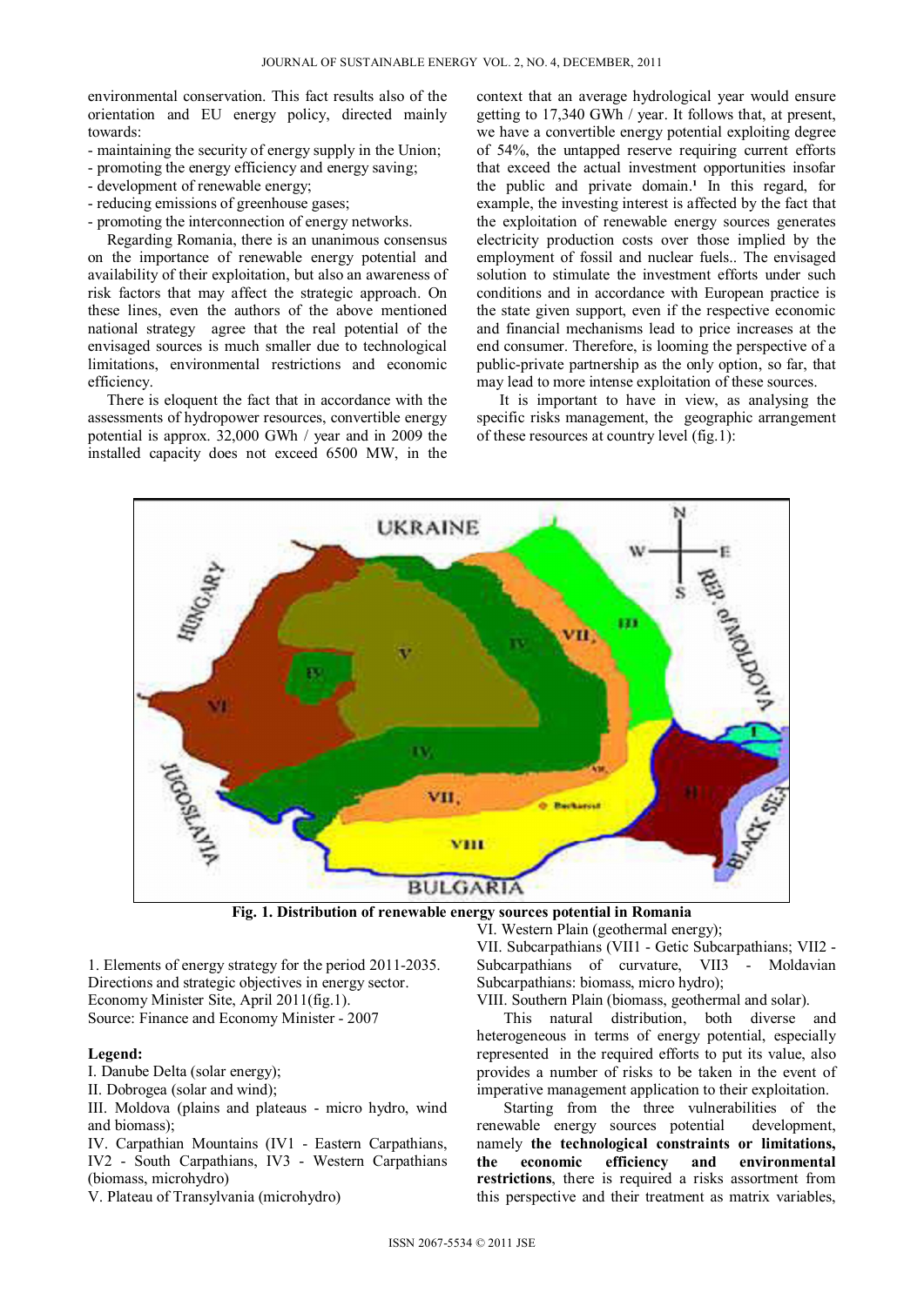environmental conservation. This fact results also of the orientation and EU energy policy, directed mainly towards:

- maintaining the security of energy supply in the Union;
- promoting the energy efficiency and energy saving;
- development of renewable energy;
- reducing emissions of greenhouse gases;
- promoting the interconnection of energy networks.

Regarding Romania, there is an unanimous consensus on the importance of renewable energy potential and availability of their exploitation, but also an awareness of risk factors that may affect the strategic approach. On these lines, even the authors of the above mentioned national strategy agree that the real potential of the envisaged sources is much smaller due to technological limitations, environmental restrictions and economic efficiency.

There is eloquent the fact that in accordance with the assessments of hydropower resources, convertible energy potential is approx. 32,000 GWh / year and in 2009 the installed capacity does not exceed 6500 MW, in the context that an average hydrological year would ensure getting to 17,340 GWh / year. It follows that, at present, we have a convertible energy potential exploiting degree of 54%, the untapped reserve requiring current efforts that exceed the actual investment opportunities insofar the public and private domain.[1] In this regard, for example, the investing interest is affected by the fact that the exploitation of renewable energy sources generates electricity production costs over those implied by the employment of fossil and nuclear fuels.. The envisaged solution to stimulate the investment efforts under such conditions and in accordance with European practice is the state given support, even if the respective economic and financial mechanisms lead to price increases at the end consumer. Therefore, is looming the perspective of a public-private partnership as the only option, so far, that may lead to more intense exploitation of these sources.

It is important to have in view, as analysing the specific risks management, the geographic arrangement of these resources at country level (fig.1):

**Fig. 1. Distribution of renewable energy sources potential in Romania**

1. Elements of energy strategy for the period 2011-2035. Directions and strategic objectives in energy sector. Economy Minister Site, April 2011(fig.1).
Source: Finance and Economy Minister - 2007

**Legend:**

I. Danube Delta (solar energy);
II. Dobrogea (solar and wind);
III. Moldova (plains and plateaus - micro hydro, wind and biomass);
IV. Carpathian Mountains (IV1 - Eastern Carpathians, IV2 - South Carpathians, IV3 - Western Carpathians (biomass, microhydro)
V. Plateau of Transylvania (microhydro)
VI. Western Plain (geothermal energy);
VII. Subcarpathians (VII1 - Getic Subcarpathians; VII2 - Subcarpathians of curvature, VII3 - Moldavian Subcarpathians: biomass, micro hydro);
VIII. Southern Plain (biomass, geothermal and solar).

This natural distribution, both diverse and heterogeneous in terms of energy potential, especially represented in the required efforts to put its value, also provides a number of risks to be taken in the event of imperative management application to their exploitation.

Starting from the three vulnerabilities of the renewable energy sources potential development, namely **the technological constraints or limitations, the economic efficiency and environmental restrictions**, there is required a risks assortment from this perspective and their treatment as matrix variables,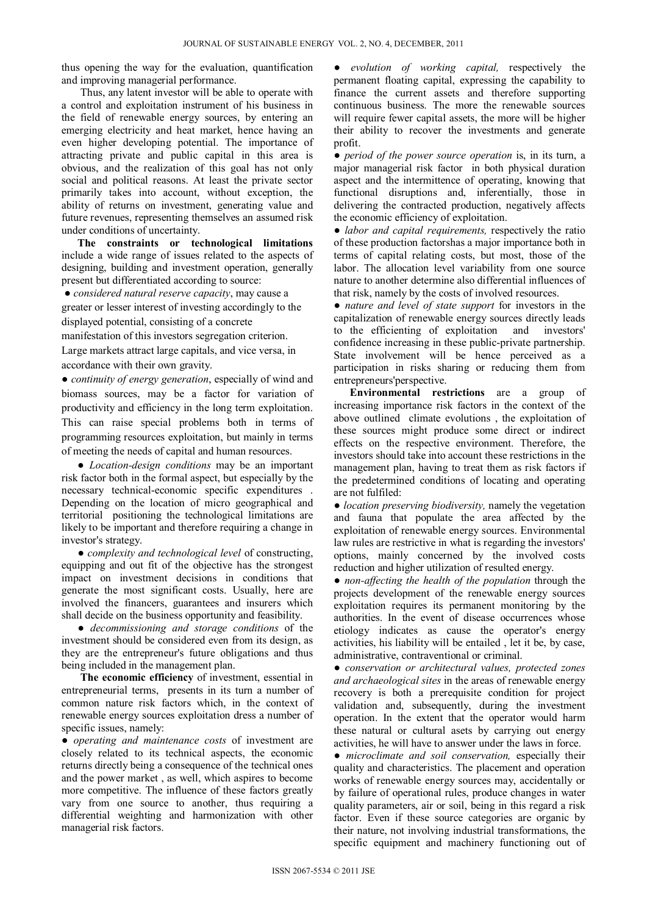thus opening the way for the evaluation, quantification and improving managerial performance.

Thus, any latent investor will be able to operate with a control and exploitation instrument of his business in the field of renewable energy sources, by entering an emerging electricity and heat market, hence having an even higher developing potential. The importance of attracting private and public capital in this area is obvious, and the realization of this goal has not only social and political reasons. At least the private sector primarily takes into account, without exception, the ability of returns on investment, generating value and future revenues, representing themselves an assumed risk under conditions of uncertainty.

**The constraints or technological limitations** include a wide range of issues related to the aspects of designing, building and investment operation, generally present but differentiated according to source:

● *considered natural reserve capacity*, may cause a greater or lesser interest of investing accordingly to the displayed potential, consisting of a concrete manifestation of this investors segregation criterion. Large markets attract large capitals, and vice versa, in accordance with their own gravity.

● *continuity of energy generation*, especially of wind and biomass sources, may be a factor for variation of productivity and efficiency in the long term exploitation. This can raise special problems both in terms of programming resources exploitation, but mainly in terms of meeting the needs of capital and human resources.

● *Location-design conditions* may be an important risk factor both in the formal aspect, but especially by the necessary technical-economic specific expenditures . Depending on the location of micro geographical and territorial positioning the technological limitations are likely to be important and therefore requiring a change in investor's strategy.

● *complexity and technological level* of constructing, equipping and out fit of the objective has the strongest impact on investment decisions in conditions that generate the most significant costs. Usually, here are involved the financers, guarantees and insurers which shall decide on the business opportunity and feasibility.

● *decommissioning and storage conditions* of the investment should be considered even from its design, as they are the entrepreneur's future obligations and thus being included in the management plan.

**The economic efficiency** of investment, essential in entrepreneurial terms, presents in its turn a number of common nature risk factors which, in the context of renewable energy sources exploitation dress a number of specific issues, namely:

● *operating and maintenance costs* of investment are closely related to its technical aspects, the economic returns directly being a consequence of the technical ones and the power market , as well, which aspires to become more competitive. The influence of these factors greatly vary from one source to another, thus requiring a differential weighting and harmonization with other managerial risk factors.

● *evolution of working capital,* respectively the permanent floating capital, expressing the capability to finance the current assets and therefore supporting continuous business. The more the renewable sources will require fewer capital assets, the more will be higher their ability to recover the investments and generate profit.

● *period of the power source operation* is, in its turn, a major managerial risk factor in both physical duration aspect and the intermittence of operating, knowing that functional disruptions and, inferentially, those in delivering the contracted production, negatively affects the economic efficiency of exploitation.

● *labor and capital requirements,* respectively the ratio of these production factorshas a major importance both in terms of capital relating costs, but most, those of the labor. The allocation level variability from one source nature to another determine also differential influences of that risk, namely by the costs of involved resources.

● *nature and level of state support* for investors in the capitalization of renewable energy sources directly leads to the efficienting of exploitation and investors' confidence increasing in these public-private partnership. State involvement will be hence perceived as a participation in risks sharing or reducing them from entrepreneurs'perspective.

**Environmental restrictions** are a group of increasing importance risk factors in the context of the above outlined climate evolutions , the exploitation of these sources might produce some direct or indirect effects on the respective environment. Therefore, the investors should take into account these restrictions in the management plan, having to treat them as risk factors if the predetermined conditions of locating and operating are not fulfiled:

● *location preserving biodiversity,* namely the vegetation and fauna that populate the area affected by the exploitation of renewable energy sources. Environmental law rules are restrictive in what is regarding the investors' options, mainly concerned by the involved costs reduction and higher utilization of resulted energy.

● *non-affecting the health of the population* through the projects development of the renewable energy sources exploitation requires its permanent monitoring by the authorities. In the event of disease occurrences whose etiology indicates as cause the operator's energy activities, his liability will be entailed , let it be, by case, administrative, contraventional or criminal.

● *conservation or architectural values, protected zones and archaeological sites* in the areas of renewable energy recovery is both a prerequisite condition for project validation and, subsequently, during the investment operation. In the extent that the operator would harm these natural or cultural asets by carrying out energy activities, he will have to answer under the laws in force.

● *microclimate and soil conservation,* especially their quality and characteristics. The placement and operation works of renewable energy sources may, accidentally or by failure of operational rules, produce changes in water quality parameters, air or soil, being in this regard a risk factor. Even if these source categories are organic by their nature, not involving industrial transformations, the specific equipment and machinery functioning out of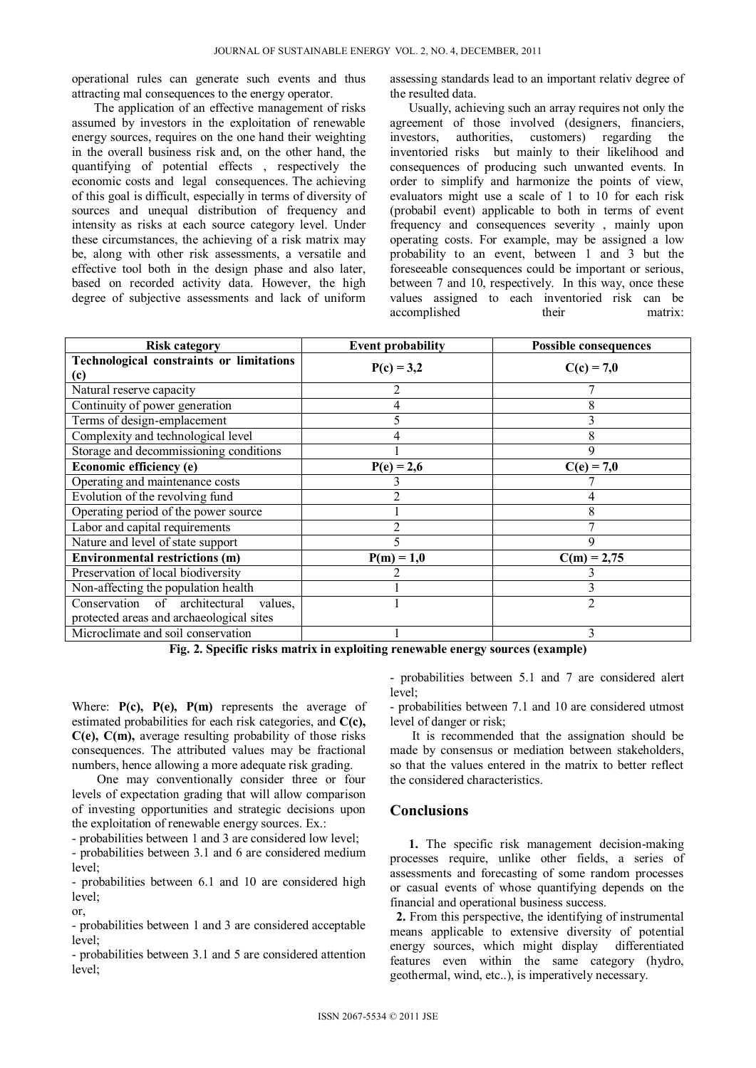operational rules can generate such events and thus attracting mal consequences to the energy operator.

The application of an effective management of risks assumed by investors in the exploitation of renewable energy sources, requires on the one hand their weighting in the overall business risk and, on the other hand, the quantifying of potential effects , respectively the economic costs and legal consequences. The achieving of this goal is difficult, especially in terms of diversity of sources and unequal distribution of frequency and intensity as risks at each source category level. Under these circumstances, the achieving of a risk matrix may be, along with other risk assessments, a versatile and effective tool both in the design phase and also later, based on recorded activity data. However, the high degree of subjective assessments and lack of uniform assessing standards lead to an important relativ degree of the resulted data.

Usually, achieving such an array requires not only the agreement of those involved (designers, financiers, investors, authorities, customers) regarding the inventoried risks but mainly to their likelihood and consequences of producing such unwanted events. In order to simplify and harmonize the points of view, evaluators might use a scale of 1 to 10 for each risk (probabil event) applicable to both in terms of event frequency and consequences severity , mainly upon operating costs. For example, may be assigned a low probability to an event, between 1 and 3 but the foreseeable consequences could be important or serious, between 7 and 10, respectively. In this way, once these values assigned to each inventoried risk can be accomplished their matrix:

| Risk category | Event probability | Possible consequences |
|---|---|---|
| **Technological constraints or limitations (c)** | **P(c) = 3,2** | **C(c) = 7,0** |
| Natural reserve capacity | 2 | 7 |
| Continuity of power generation | 4 | 8 |
| Terms of design-emplacement | 5 | 3 |
| Complexity and technological level | 4 | 8 |
| Storage and decommissioning conditions | 1 | 9 |
| **Economic efficiency (e)** | **P(e) = 2,6** | **C(e) = 7,0** |
| Operating and maintenance costs | 3 | 7 |
| Evolution of the revolving fund | 2 | 4 |
| Operating period of the power source | 1 | 8 |
| Labor and capital requirements | 2 | 7 |
| Nature and level of state support | 5 | 9 |
| **Environmental restrictions (m)** | **P(m) = 1,0** | **C(m) = 2,75** |
| Preservation of local biodiversity | 2 | 3 |
| Non-affecting the population health | 1 | 3 |
| Conservation of architectural values, protected areas and archaeological sites | 1 | 2 |
| Microclimate and soil conservation | 1 | 3 |

**Fig. 2. Specific risks matrix in exploiting renewable energy sources (example)**

Where: **P(c), P(e), P(m)** represents the average of estimated probabilities for each risk categories, and **C(c), C(e), C(m),** average resulting probability of those risks consequences. The attributed values may be fractional numbers, hence allowing a more adequate risk grading.

One may conventionally consider three or four levels of expectation grading that will allow comparison of investing opportunities and strategic decisions upon the exploitation of renewable energy sources. Ex.:

- probabilities between 1 and 3 are considered low level;
- probabilities between 3.1 and 6 are considered medium level;
- probabilities between 6.1 and 10 are considered high level;

or,

- probabilities between 1 and 3 are considered acceptable level;
- probabilities between 3.1 and 5 are considered attention level;
- probabilities between 5.1 and 7 are considered alert level;
- probabilities between 7.1 and 10 are considered utmost level of danger or risk;

It is recommended that the assignation should be made by consensus or mediation between stakeholders, so that the values entered in the matrix to better reflect the considered characteristics.

## Conclusions

**1.** The specific risk management decision-making processes require, unlike other fields, a series of assessments and forecasting of some random processes or casual events of whose quantifying depends on the financial and operational business success.

**2.** From this perspective, the identifying of instrumental means applicable to extensive diversity of potential energy sources, which might display differentiated features even within the same category (hydro, geothermal, wind, etc..), is imperatively necessary.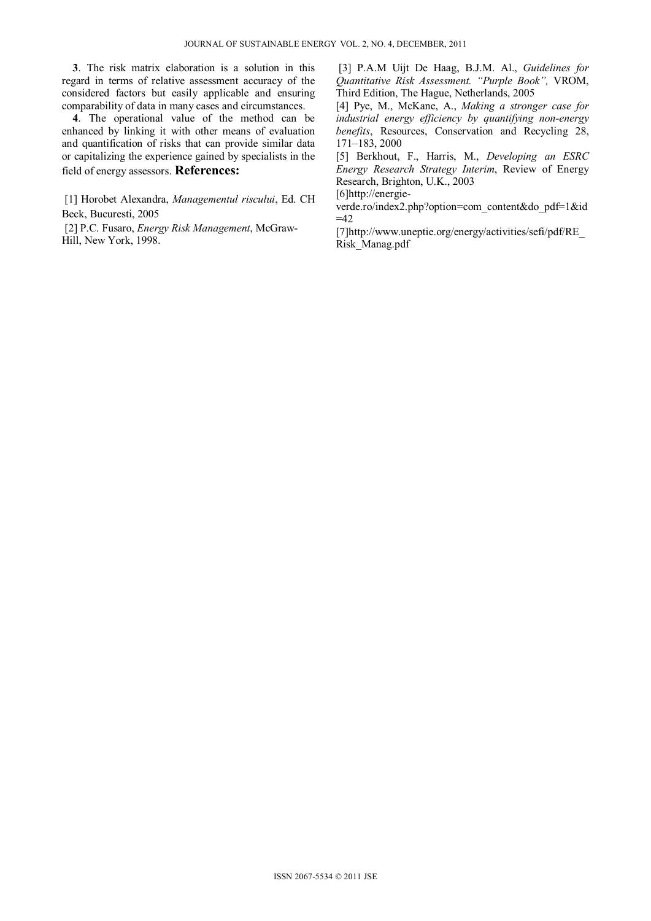**3**. The risk matrix elaboration is a solution in this regard in terms of relative assessment accuracy of the considered factors but easily applicable and ensuring comparability of data in many cases and circumstances.

**4**. The operational value of the method can be enhanced by linking it with other means of evaluation and quantification of risks that can provide similar data or capitalizing the experience gained by specialists in the field of energy assessors.

## References:

[1] Horobet Alexandra, *Managementul riscului*, Ed. CH Beck, Bucuresti, 2005

[2] P.C. Fusaro, *Energy Risk Management*, McGraw-Hill, New York, 1998.

[3] P.A.M Uijt De Haag, B.J.M. Al., *Guidelines for Quantitative Risk Assessment. "Purple Book",* VROM, Third Edition, The Hague, Netherlands, 2005

[4] Pye, M., McKane, A., *Making a stronger case for industrial energy efficiency by quantifying non-energy benefits*, Resources, Conservation and Recycling 28, 171–183, 2000

[5] Berkhout, F., Harris, M., *Developing an ESRC Energy Research Strategy Interim*, Review of Energy Research, Brighton, U.K., 2003

[6]http://energie-verde.ro/index2.php?option=com_content&do_pdf=1&id=42

[7]http://www.uneptie.org/energy/activities/sefi/pdf/RE_Risk_Manag.pdf